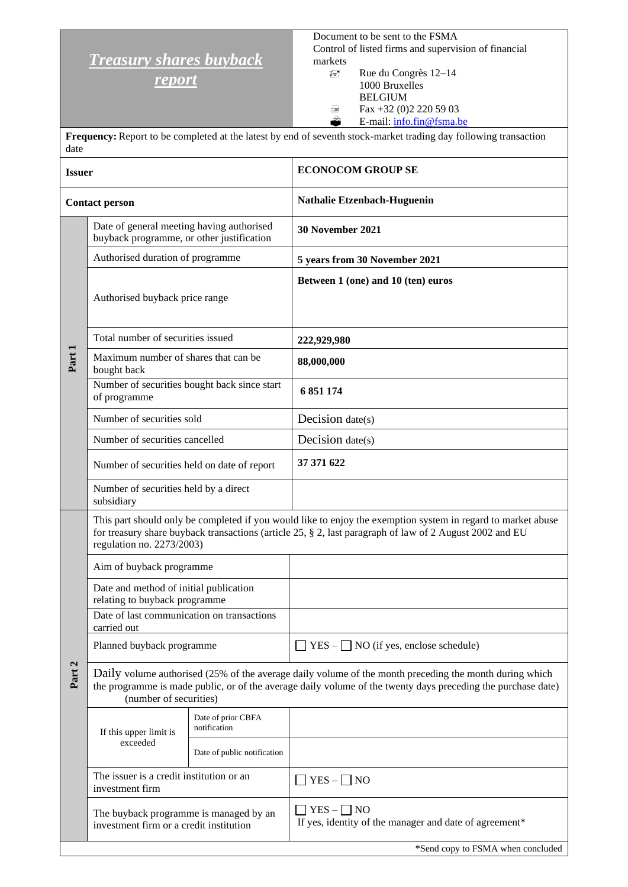# *Treasury shares buyback report*

Document to be sent to the FSMA
Control of listed firms and supervision of financial markets
Rue du Congrès 12–14
1000 Bruxelles
BELGIUM
Fax +32 (0)2 220 59 03
E-mail: info.fin@fsma.be

**Frequency:** Report to be completed at the latest by end of seventh stock-market trading day following transaction date

| | | |
|---|---|---|
| **Issuer** | | **ECONOCOM GROUP SE** |
| **Contact person** | | **Nathalie Etzenbach-Huguenin** |
| Part 1 | Date of general meeting having authorised buyback programme, or other justification | **30 November 2021** |
| | Authorised duration of programme | **5 years from 30 November 2021** |
| | Authorised buyback price range | **Between 1 (one) and 10 (ten) euros** |
| | Total number of securities issued | **222,929,980** |
| | Maximum number of shares that can be bought back | **88,000,000** |
| | Number of securities bought back since start of programme | **6 851 174** |
| | Number of securities sold | Decision date(s) |
| | Number of securities cancelled | Decision date(s) |
| | Number of securities held on date of report | **37 371 622** |
| | Number of securities held by a direct subsidiary | |

| | | | |
|---|---|---|---|
| Part 2 | This part should only be completed if you would like to enjoy the exemption system in regard to market abuse for treasury share buyback transactions (article 25, § 2, last paragraph of law of 2 August 2002 and EU regulation no. 2273/2003) | | |
| | Aim of buyback programme | | |
| | Date and method of initial publication relating to buyback programme | | |
| | Date of last communication on transactions carried out | | |
| | Planned buyback programme | | ☐ YES – ☐ NO (if yes, enclose schedule) |
| | Daily volume authorised (25% of the average daily volume of the month preceding the month during which the programme is made public, or of the average daily volume of the twenty days preceding the purchase date) (number of securities) | | |
| | If this upper limit is exceeded | Date of prior CBFA notification | |
| | | Date of public notification | |
| | The issuer is a credit institution or an investment firm | | ☐ YES – ☐ NO |
| | The buyback programme is managed by an investment firm or a credit institution | | ☐ YES – ☐ NO<br>If yes, identity of the manager and date of agreement* |

*Send copy to FSMA when concluded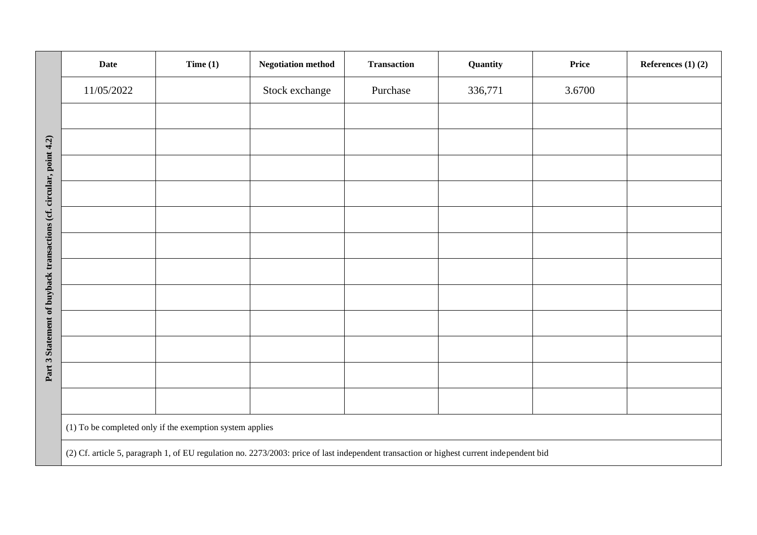**Part 3 Statement of buyback transactions (cf. circular, point 4.2)**

| Date | Time (1) | Negotiation method | Transaction | Quantity | Price | References (1) (2) |
|---|---|---|---|---|---|---|
| 11/05/2022 | | Stock exchange | Purchase | 336,771 | 3.6700 | |
| | | | | | | |
| | | | | | | |
| | | | | | | |
| | | | | | | |
| | | | | | | |
| | | | | | | |
| | | | | | | |
| | | | | | | |
| | | | | | | |
| | | | | | | |
| | | | | | | |
| | | | | | | |

(1) To be completed only if the exemption system applies

(2) Cf. article 5, paragraph 1, of EU regulation no. 2273/2003: price of last independent transaction or highest current independent bid